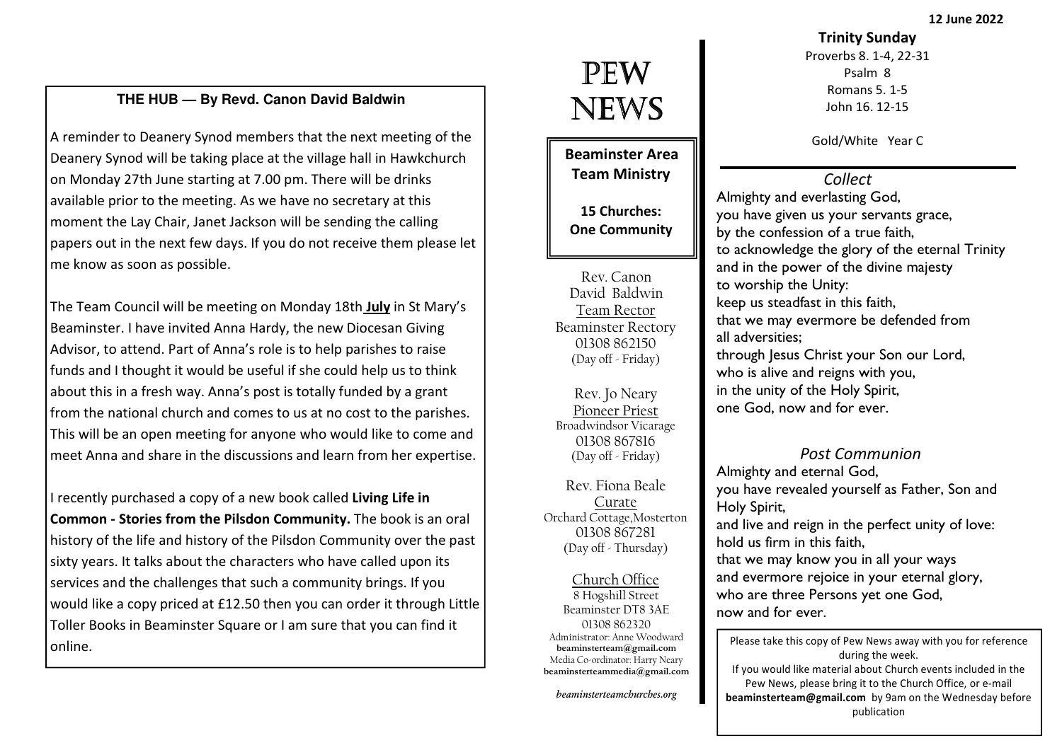## THE HUB — By Revd. Canon David Baldwin

A reminder to Deanery Synod members that the next meeting of the Deanery Synod will be taking place at the village hall in Hawkchurch on Monday 27th June starting at 7.00 pm. There will be drinks available prior to the meeting. As we have no secretary at this moment the Lay Chair, Janet Jackson will be sending the calling papers out in the next few days. If you do not receive them please let me know as soon as possible.

The Team Council will be meeting on Monday 18th **July** in St Mary's Beaminster. I have invited Anna Hardy, the new Diocesan Giving Advisor, to attend. Part of Anna's role is to help parishes to raise funds and I thought it would be useful if she could help us to think about this in a fresh way. Anna's post is totally funded by a grant from the national church and comes to us at no cost to the parishes. This will be an open meeting for anyone who would like to come and meet Anna and share in the discussions and learn from her expertise.

I recently purchased a copy of a new book called **Living Life in Common - Stories from the Pilsdon Community.** The book is an oral history of the life and history of the Pilsdon Community over the past sixty years. It talks about the characters who have called upon its services and the challenges that such a community brings. If you would like a copy priced at £12.50 then you can order it through Little Toller Books in Beaminster Square or I am sure that you can find it online.

# PEW NEWS

**Beaminster Area Team Ministry**

**15 Churches: One Community**

Rev. Canon David Baldwin
Team Rector
Beaminster Rectory
01308 862150
(Day off - Friday)

Rev. Jo Neary
Pioneer Priest
Broadwindsor Vicarage
01308 867816
(Day off - Friday)

Rev. Fiona Beale
Curate
Orchard Cottage,Mosterton
01308 867281
(Day off - Thursday)

Church Office
8 Hogshill Street
Beaminster DT8 3AE
01308 862320
Administrator: Anne Woodward
**beaminsterteam@gmail.com**
Media Co-ordinator: Harry Neary
**beaminsterteammedia@gmail.com**

*beaminsterteamchurches.org*

**12 June 2022**

**Trinity Sunday**

Proverbs 8. 1-4, 22-31
Psalm 8
Romans 5. 1-5
John 16. 12-15

Gold/White Year C

### *Collect*

Almighty and everlasting God,
you have given us your servants grace,
by the confession of a true faith,
to acknowledge the glory of the eternal Trinity
and in the power of the divine majesty
to worship the Unity:
keep us steadfast in this faith,
that we may evermore be defended from all adversities;
through Jesus Christ your Son our Lord,
who is alive and reigns with you,
in the unity of the Holy Spirit,
one God, now and for ever.

### *Post Communion*

Almighty and eternal God,
you have revealed yourself as Father, Son and Holy Spirit,
and live and reign in the perfect unity of love:
hold us firm in this faith,
that we may know you in all your ways
and evermore rejoice in your eternal glory,
who are three Persons yet one God,
now and for ever.

Please take this copy of Pew News away with you for reference during the week.
If you would like material about Church events included in the Pew News, please bring it to the Church Office, or e-mail **beaminsterteam@gmail.com** by 9am on the Wednesday before publication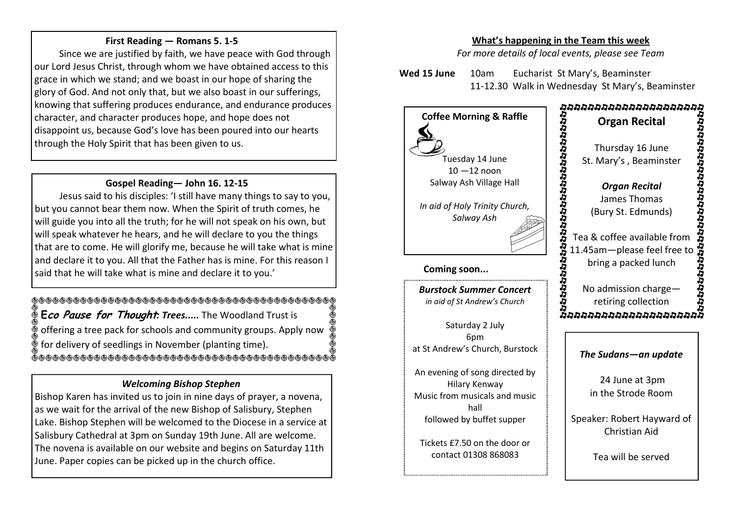### First Reading — Romans 5. 1-5

Since we are justified by faith, we have peace with God through our Lord Jesus Christ, through whom we have obtained access to this grace in which we stand; and we boast in our hope of sharing the glory of God. And not only that, but we also boast in our sufferings, knowing that suffering produces endurance, and endurance produces character, and character produces hope, and hope does not disappoint us, because God's love has been poured into our hearts through the Holy Spirit that has been given to us.

### Gospel Reading— John 16. 12-15

Jesus said to his disciples: 'I still have many things to say to you, but you cannot bear them now. When the Spirit of truth comes, he will guide you into all the truth; for he will not speak on his own, but will speak whatever he hears, and he will declare to you the things that are to come. He will glorify me, because he will take what is mine and declare it to you. All that the Father has is mine. For this reason I said that he will take what is mine and declare it to you.'

***Eco Pause for Thought: Trees.....*** The Woodland Trust is offering a tree pack for schools and community groups. Apply now for delivery of seedlings in November (planting time).

### *Welcoming Bishop Stephen*

Bishop Karen has invited us to join in nine days of prayer, a novena, as we wait for the arrival of the new Bishop of Salisbury, Stephen Lake. Bishop Stephen will be welcomed to the Diocese in a service at Salisbury Cathedral at 3pm on Sunday 19th June. All are welcome. The novena is available on our website and begins on Saturday 11th June. Paper copies can be picked up in the church office.

## What's happening in the Team this week

*For more details of local events, please see Team*

**Wed 15 June** 10am Eucharist St Mary's, Beaminster
11-12.30 Walk in Wednesday St Mary's, Beaminster

### Coffee Morning & Raffle

Tuesday 14 June
10 —12 noon
Salway Ash Village Hall

*In aid of Holy Trinity Church, Salway Ash*

### Organ Recital

Thursday 16 June
St. Mary's , Beaminster

***Organ Recital***
James Thomas
(Bury St. Edmunds)

Tea & coffee available from 11.45am—please feel free to bring a packed lunch

No admission charge—retiring collection

**Coming soon...**

***Burstock Summer Concert***
*in aid of St Andrew's Church*

Saturday 2 July
6pm
at St Andrew's Church, Burstock

An evening of song directed by Hilary Kenway
Music from musicals and music hall
followed by buffet supper

Tickets £7.50 on the door or contact 01308 868083

### *The Sudans—an update*

24 June at 3pm
in the Strode Room

Speaker: Robert Hayward of Christian Aid

Tea will be served